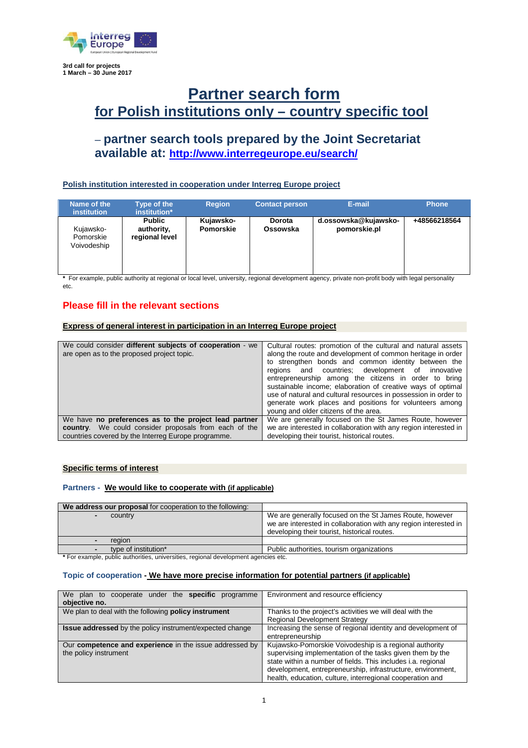3rd call for projects
1 March – 30 June 2017

# Partner search form
## for Polish institutions only – country specific tool

### – partner search tools prepared by the Joint Secretariat available at: http://www.interregeurope.eu/search/

**Polish institution interested in cooperation under Interreg Europe project**

| Name of the institution | Type of the institution* | Region | Contact person | E-mail | Phone |
|---|---|---|---|---|---|
| Kujawsko-Pomorskie Voivodeship | **Public authority, regional level** | **Kujawsko-Pomorskie** | **Dorota Ossowska** | **d.ossowska@kujawsko-pomorskie.pl** | **+48566218564** |

**\*** For example, public authority at regional or local level, university, regional development agency, private non-profit body with legal personality etc.

## Please fill in the relevant sections

**Express of general interest in participation in an Interreg Europe project**

| | |
|---|---|
| We could consider **different subjects of cooperation** - we are open as to the proposed project topic. | Cultural routes: promotion of the cultural and natural assets along the route and development of common heritage in order to strengthen bonds and common identity between the regions and countries; development of innovative entrepreneurship among the citizens in order to bring sustainable income; elaboration of creative ways of optimal use of natural and cultural resources in possession in order to generate work places and positions for volunteers among young and older citizens of the area. |
| We have **no preferences as to the project lead partner country**. We could consider proposals from each of the countries covered by the Interreg Europe programme. | We are generally focused on the St James Route, however we are interested in collaboration with any region interested in developing their tourist, historical routes. |

**Specific terms of interest**

**Partners - We would like to cooperate with (if applicable)**

| **We address our proposal** for cooperation to the following: | |
|---|---|
| - country | We are generally focused on the St James Route, however we are interested in collaboration with any region interested in developing their tourist, historical routes. |
| - region | |
| - type of institution* | Public authorities, tourism organizations |

**\*** For example, public authorities, universities, regional development agencies etc.

**Topic of cooperation - We have more precise information for potential partners (if applicable)**

| | |
|---|---|
| We plan to cooperate under the **specific** programme **objective no.** | Environment and resource efficiency |
| We plan to deal with the following **policy instrument** | Thanks to the project's activities we will deal with the Regional Development Strategy |
| **Issue addressed** by the policy instrument/expected change | Increasing the sense of regional identity and development of entrepreneurship |
| Our **competence and experience** in the issue addressed by the policy instrument | Kujawsko-Pomorskie Voivodeship is a regional authority supervising implementation of the tasks given them by the state within a number of fields. This includes i.a. regional development, entrepreneurship, infrastructure, environment, health, education, culture, interregional cooperation and |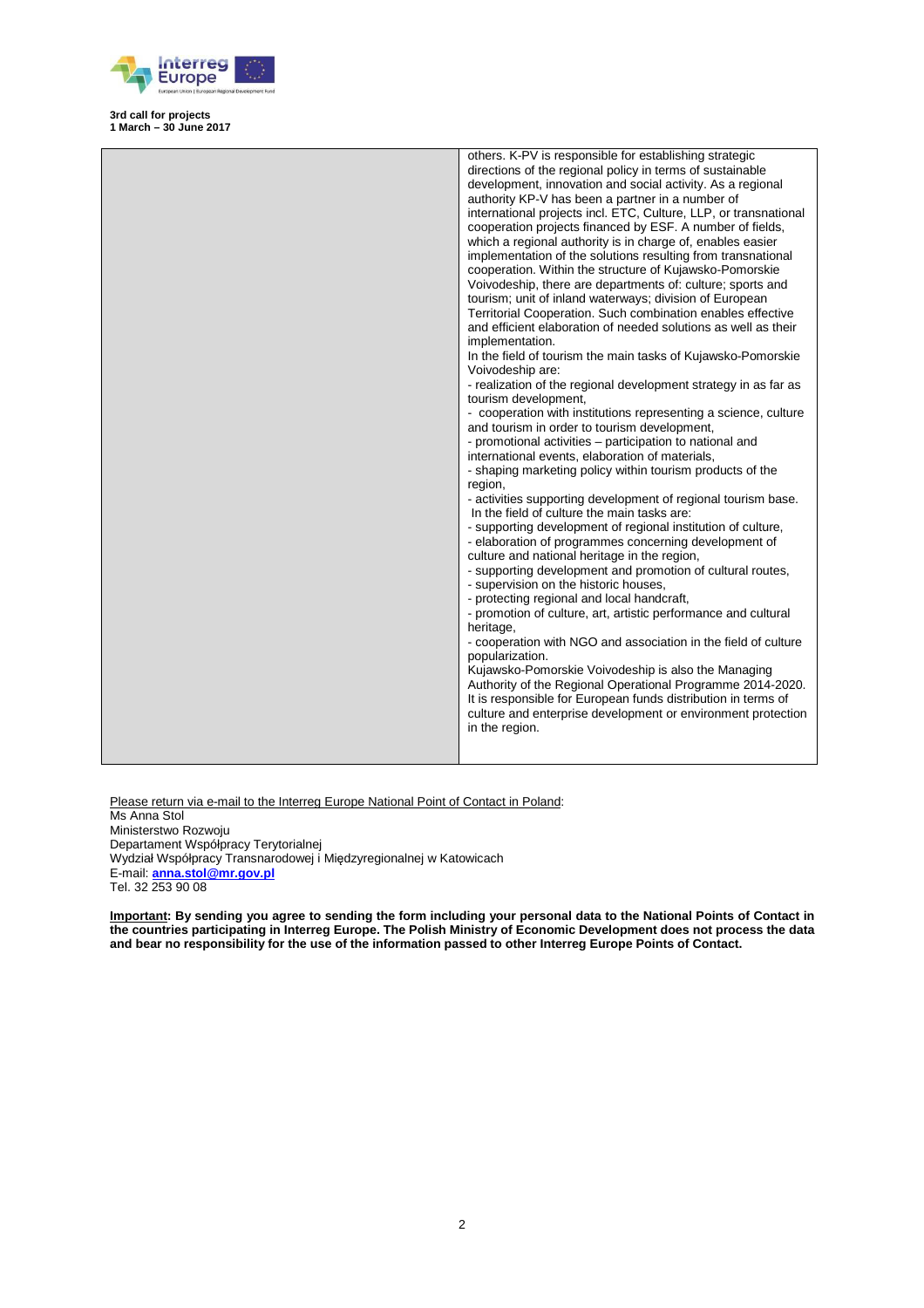| | |
|---|---|
| | others. K-PV is responsible for establishing strategic directions of the regional policy in terms of sustainable development, innovation and social activity. As a regional authority KP-V has been a partner in a number of international projects incl. ETC, Culture, LLP, or transnational cooperation projects financed by ESF. A number of fields, which a regional authority is in charge of, enables easier implementation of the solutions resulting from transnational cooperation. Within the structure of Kujawsko-Pomorskie Voivodeship, there are departments of: culture; sports and tourism; unit of inland waterways; division of European Territorial Cooperation. Such combination enables effective and efficient elaboration of needed solutions as well as their implementation.<br>In the field of tourism the main tasks of Kujawsko-Pomorskie Voivodeship are:<br>- realization of the regional development strategy in as far as tourism development,<br>- cooperation with institutions representing a science, culture and tourism in order to tourism development,<br>- promotional activities – participation to national and international events, elaboration of materials,<br>- shaping marketing policy within tourism products of the region,<br>- activities supporting development of regional tourism base.<br>In the field of culture the main tasks are:<br>- supporting development of regional institution of culture,<br>- elaboration of programmes concerning development of culture and national heritage in the region,<br>- supporting development and promotion of cultural routes,<br>- supervision on the historic houses,<br>- protecting regional and local handcraft,<br>- promotion of culture, art, artistic performance and cultural heritage,<br>- cooperation with NGO and association in the field of culture popularization.<br>Kujawsko-Pomorskie Voivodeship is also the Managing Authority of the Regional Operational Programme 2014-2020. It is responsible for European funds distribution in terms of culture and enterprise development or environment protection in the region. |

Please return via e-mail to the Interreg Europe National Point of Contact in Poland:
Ms Anna Stol
Ministerstwo Rozwoju
Departament Współpracy Terytorialnej
Wydział Współpracy Transnarodowej i Międzyregionalnej w Katowicach
E-mail: **anna.stol@mr.gov.pl**
Tel. 32 253 90 08

**Important: By sending you agree to sending the form including your personal data to the National Points of Contact in the countries participating in Interreg Europe. The Polish Ministry of Economic Development does not process the data and bear no responsibility for the use of the information passed to other Interreg Europe Points of Contact.**